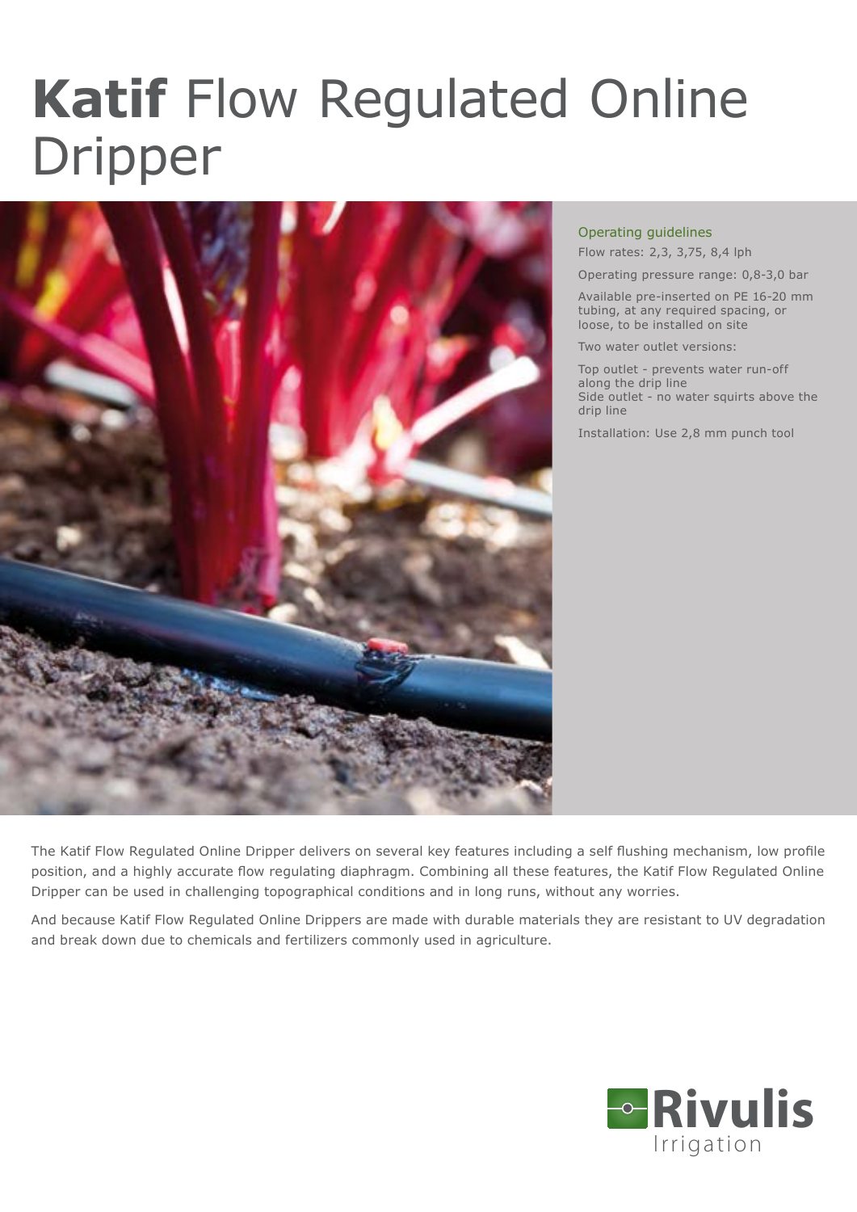# **Katif** Flow Regulated Online Dripper

## Operating guidelines

Flow rates: 2,3, 3,75, 8,4 lph

Operating pressure range: 0,8-3,0 bar

Available pre-inserted on PE 16-20 mm tubing, at any required spacing, or loose, to be installed on site

Two water outlet versions:

Top outlet - prevents water run-off along the drip line
Side outlet - no water squirts above the drip line

Installation: Use 2,8 mm punch tool

The Katif Flow Regulated Online Dripper delivers on several key features including a self flushing mechanism, low profile position, and a highly accurate flow regulating diaphragm. Combining all these features, the Katif Flow Regulated Online Dripper can be used in challenging topographical conditions and in long runs, without any worries.

And because Katif Flow Regulated Online Drippers are made with durable materials they are resistant to UV degradation and break down due to chemicals and fertilizers commonly used in agriculture.

Rivulis Irrigation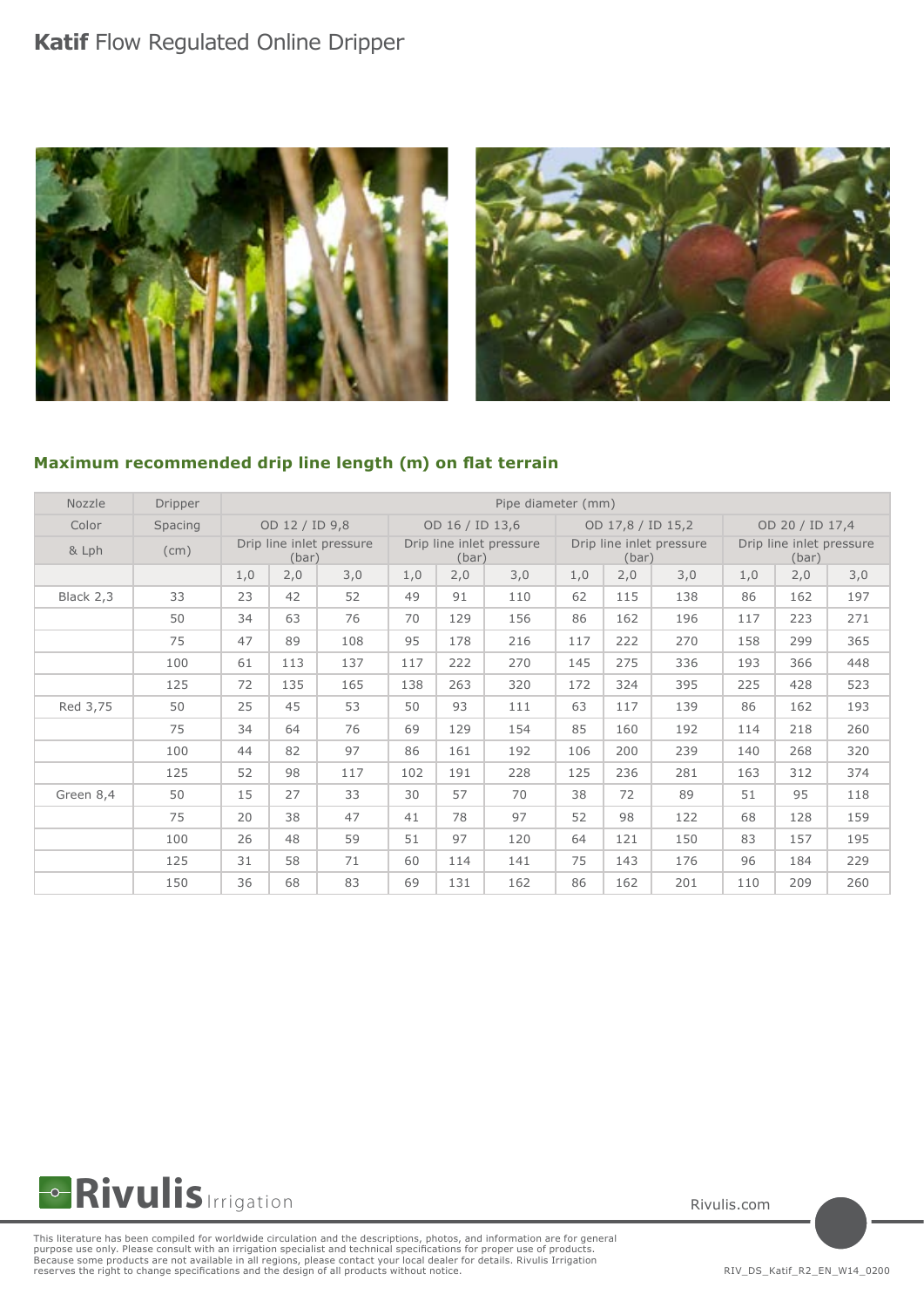# **Katif** Flow Regulated Online Dripper

## Maximum recommended drip line length (m) on flat terrain

| Nozzle | Dripper | Pipe diameter (mm) | | | | | | | | | | | |
|---|---|---|---|---|---|---|---|---|---|---|---|---|---|
| Color | Spacing | OD 12 / ID 9,8 | | | OD 16 / ID 13,6 | | | OD 17,8 / ID 15,2 | | | OD 20 / ID 17,4 | | |
| & Lph | (cm) | Drip line inlet pressure (bar) | | | Drip line inlet pressure (bar) | | | Drip line inlet pressure (bar) | | | Drip line inlet pressure (bar) | | |
| | | 1,0 | 2,0 | 3,0 | 1,0 | 2,0 | 3,0 | 1,0 | 2,0 | 3,0 | 1,0 | 2,0 | 3,0 |
| Black 2,3 | 33 | 23 | 42 | 52 | 49 | 91 | 110 | 62 | 115 | 138 | 86 | 162 | 197 |
| | 50 | 34 | 63 | 76 | 70 | 129 | 156 | 86 | 162 | 196 | 117 | 223 | 271 |
| | 75 | 47 | 89 | 108 | 95 | 178 | 216 | 117 | 222 | 270 | 158 | 299 | 365 |
| | 100 | 61 | 113 | 137 | 117 | 222 | 270 | 145 | 275 | 336 | 193 | 366 | 448 |
| | 125 | 72 | 135 | 165 | 138 | 263 | 320 | 172 | 324 | 395 | 225 | 428 | 523 |
| Red 3,75 | 50 | 25 | 45 | 53 | 50 | 93 | 111 | 63 | 117 | 139 | 86 | 162 | 193 |
| | 75 | 34 | 64 | 76 | 69 | 129 | 154 | 85 | 160 | 192 | 114 | 218 | 260 |
| | 100 | 44 | 82 | 97 | 86 | 161 | 192 | 106 | 200 | 239 | 140 | 268 | 320 |
| | 125 | 52 | 98 | 117 | 102 | 191 | 228 | 125 | 236 | 281 | 163 | 312 | 374 |
| Green 8,4 | 50 | 15 | 27 | 33 | 30 | 57 | 70 | 38 | 72 | 89 | 51 | 95 | 118 |
| | 75 | 20 | 38 | 47 | 41 | 78 | 97 | 52 | 98 | 122 | 68 | 128 | 159 |
| | 100 | 26 | 48 | 59 | 51 | 97 | 120 | 64 | 121 | 150 | 83 | 157 | 195 |
| | 125 | 31 | 58 | 71 | 60 | 114 | 141 | 75 | 143 | 176 | 96 | 184 | 229 |
| | 150 | 36 | 68 | 83 | 69 | 131 | 162 | 86 | 162 | 201 | 110 | 209 | 260 |

Rivulis Irrigation

Rivulis.com

This literature has been compiled for worldwide circulation and the descriptions, photos, and information are for general purpose use only. Please consult with an irrigation specialist and technical specifications for proper use of products. Because some products are not available in all regions, please contact your local dealer for details. Rivulis Irrigation reserves the right to change specifications and the design of all products without notice.

RIV_DS_Katif_R2_EN_W14_0200